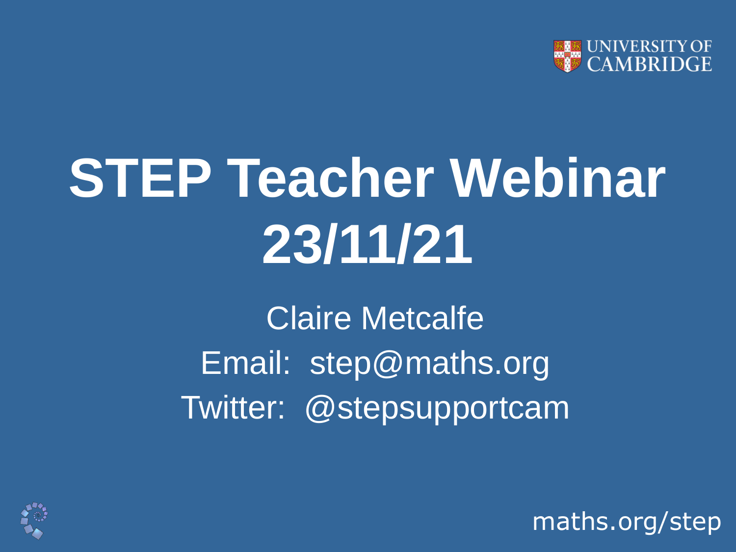UNIVERSITY OF CAMBRIDGE

# STEP Teacher Webinar 23/11/21

Claire Metcalfe

Email: step@maths.org

Twitter: @stepsupportcam

maths.org/step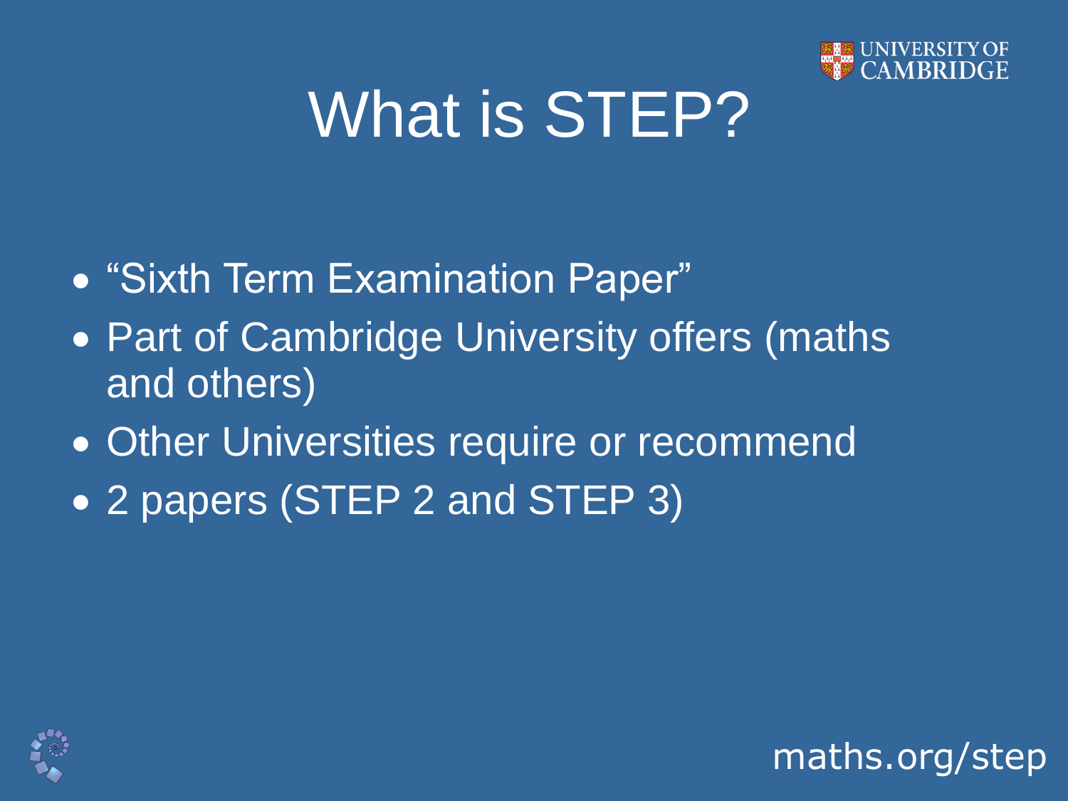# What is STEP?

- “Sixth Term Examination Paper”
- Part of Cambridge University offers (maths and others)
- Other Universities require or recommend
- 2 papers (STEP 2 and STEP 3)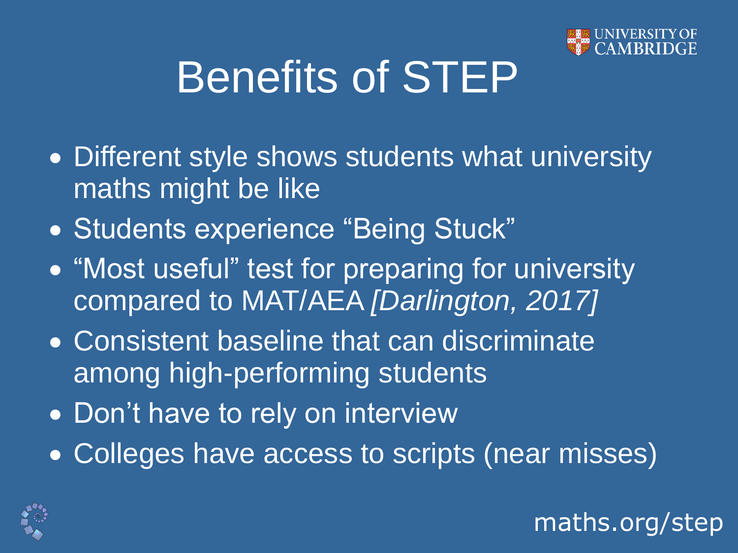# Benefits of STEP

- Different style shows students what university maths might be like
- Students experience "Being Stuck"
- "Most useful" test for preparing for university compared to MAT/AEA *[Darlington, 2017]*
- Consistent baseline that can discriminate among high-performing students
- Don't have to rely on interview
- Colleges have access to scripts (near misses)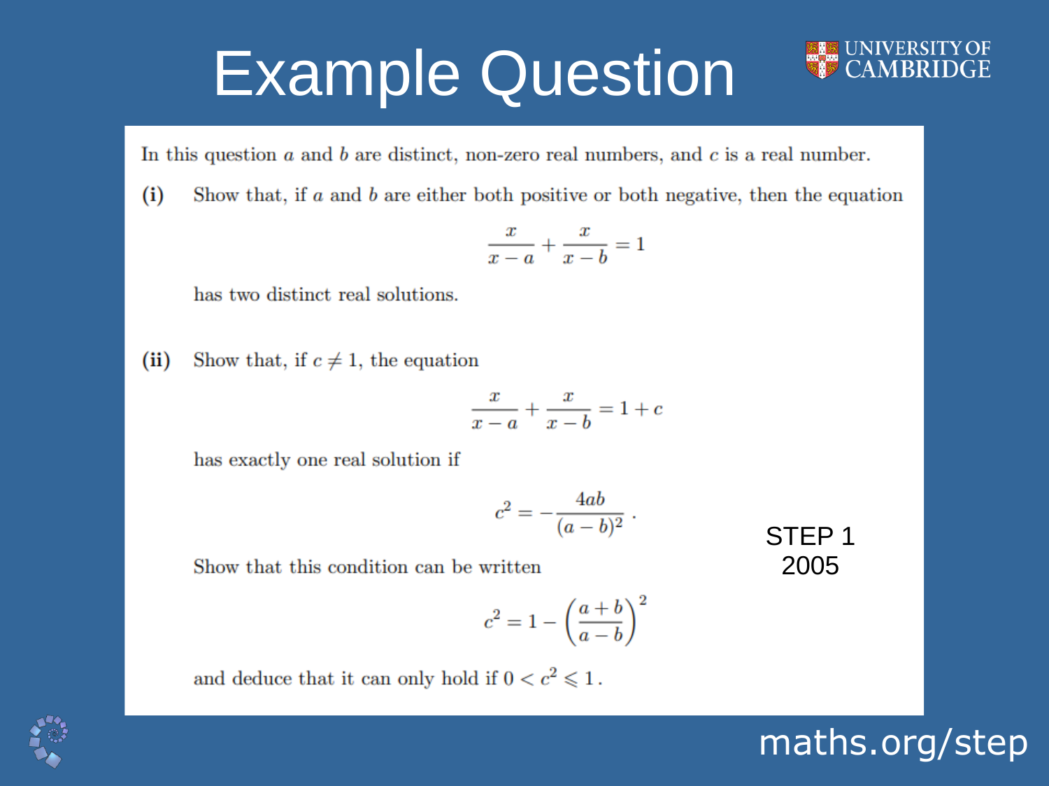# Example Question

In this question $a$ and $b$ are distinct, non-zero real numbers, and $c$ is a real number.

**(i)** Show that, if $a$ and $b$ are either both positive or both negative, then the equation

$$\frac{x}{x-a} + \frac{x}{x-b} = 1$$

has two distinct real solutions.

**(ii)** Show that, if $c \neq 1$, the equation

$$\frac{x}{x-a} + \frac{x}{x-b} = 1 + c$$

has exactly one real solution if

$$c^2 = -\frac{4ab}{(a-b)^2}\,.$$

Show that this condition can be written

$$c^2 = 1 - \left(\frac{a+b}{a-b}\right)^2$$

and deduce that it can only hold if $0 < c^2 \leqslant 1$.

STEP 1 2005

maths.org/step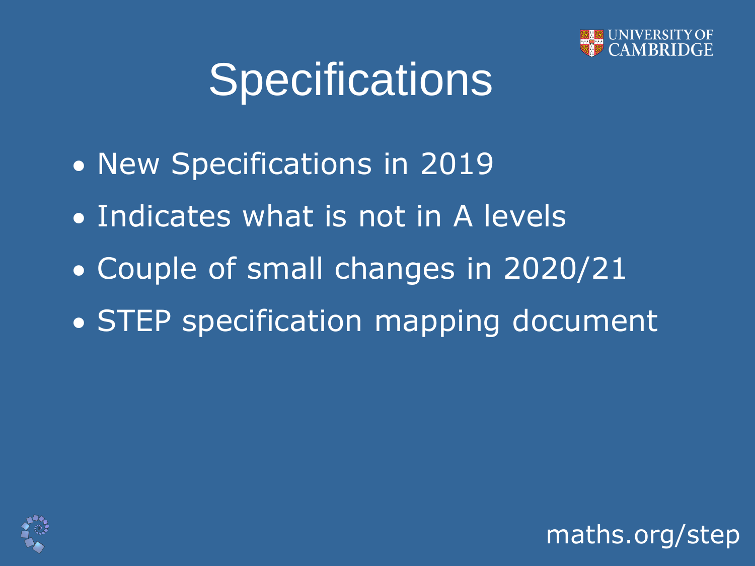# Specifications

- New Specifications in 2019
- Indicates what is not in A levels
- Couple of small changes in 2020/21
- STEP specification mapping document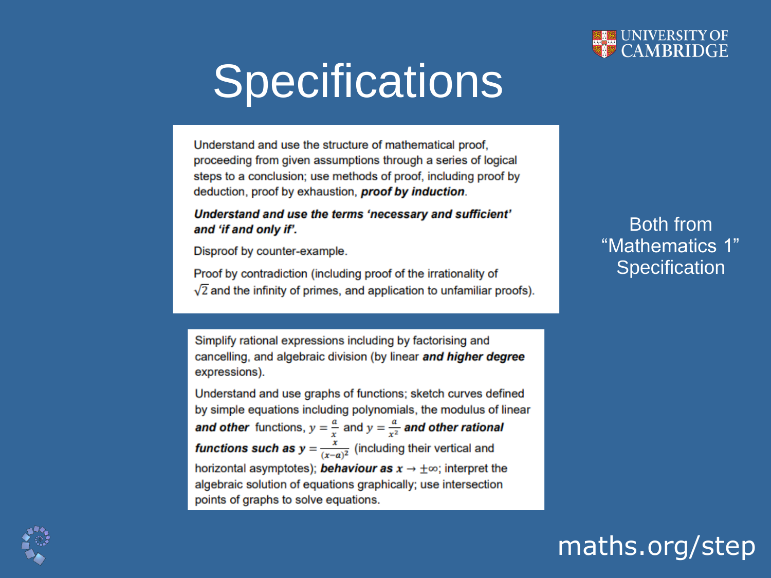# Specifications

Understand and use the structure of mathematical proof, proceeding from given assumptions through a series of logical steps to a conclusion; use methods of proof, including proof by deduction, proof by exhaustion, ***proof by induction***.

***Understand and use the terms 'necessary and sufficient' and 'if and only if'.***

Disproof by counter-example.

Proof by contradiction (including proof of the irrationality of $\sqrt{2}$ and the infinity of primes, and application to unfamiliar proofs).

Simplify rational expressions including by factorising and cancelling, and algebraic division (by linear ***and higher degree*** expressions).

Understand and use graphs of functions; sketch curves defined by simple equations including polynomials, the modulus of linear ***and other*** functions, $y = \frac{a}{x}$ and $y = \frac{a}{x^2}$ ***and other rational functions such as*** $y = \frac{x}{(x-a)^2}$ (including their vertical and horizontal asymptotes); ***behaviour as*** $x \to \pm\infty$; interpret the algebraic solution of equations graphically; use intersection points of graphs to solve equations.

Both from "Mathematics 1" Specification

maths.org/step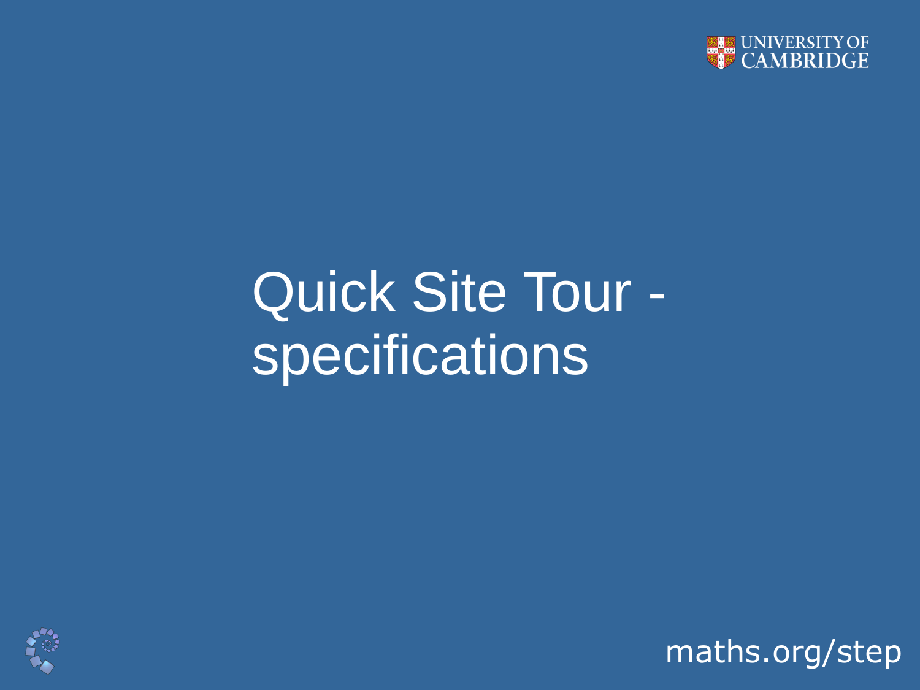# Quick Site Tour - specifications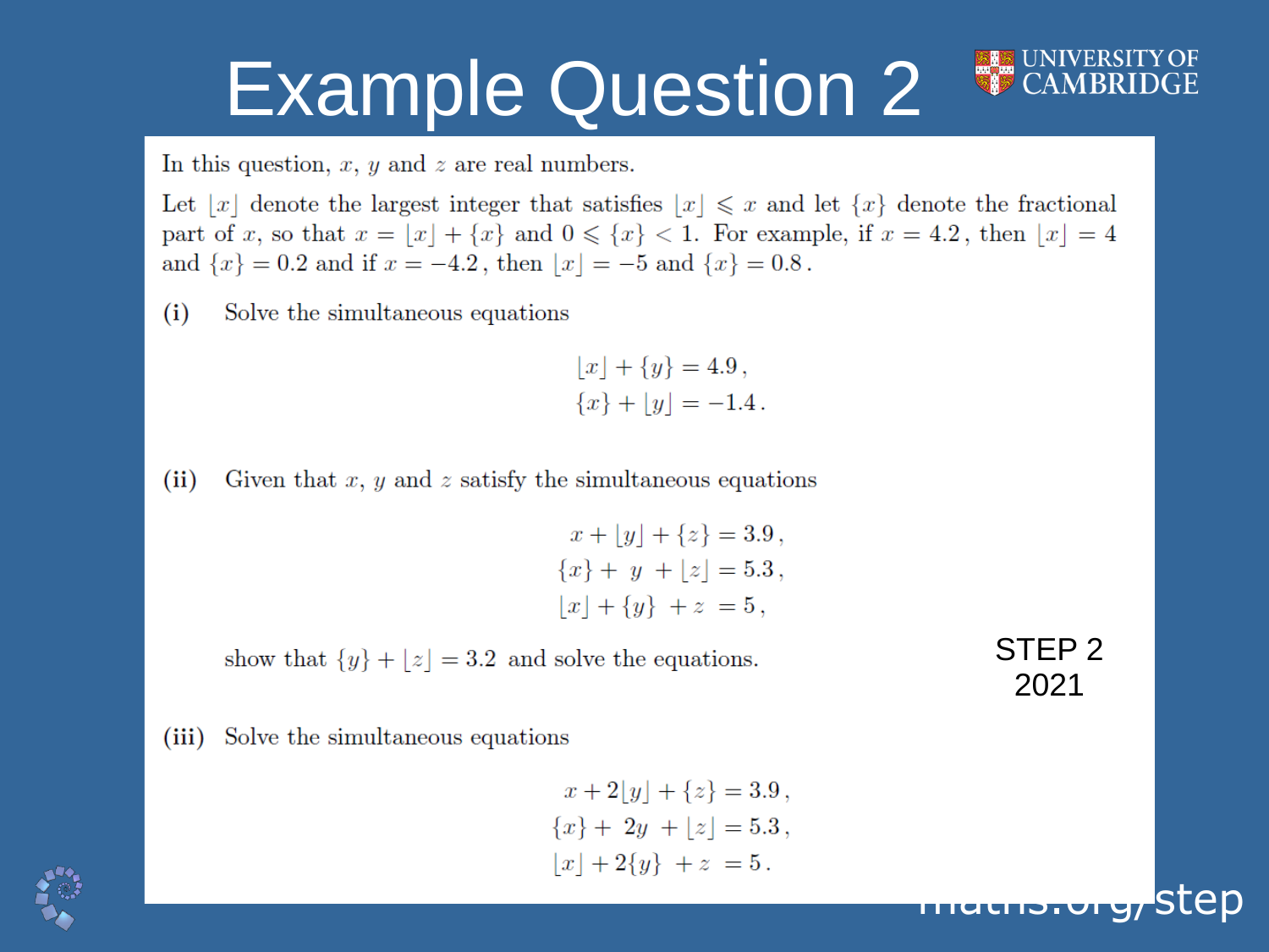# Example Question 2

In this question, $x$, $y$ and $z$ are real numbers.

Let $\lfloor x \rfloor$ denote the largest integer that satisfies $\lfloor x \rfloor \leqslant x$ and let $\{x\}$ denote the fractional part of $x$, so that $x = \lfloor x \rfloor + \{x\}$ and $0 \leqslant \{x\} < 1$. For example, if $x = 4.2$, then $\lfloor x \rfloor = 4$ and $\{x\} = 0.2$ and if $x = -4.2$, then $\lfloor x \rfloor = -5$ and $\{x\} = 0.8$.

**(i)** Solve the simultaneous equations

$$\lfloor x \rfloor + \{y\} = 4.9\,,$$
$$\{x\} + \lfloor y \rfloor = -1.4\,.$$

**(ii)** Given that $x$, $y$ and $z$ satisfy the simultaneous equations

$$x + \lfloor y \rfloor + \{z\} = 3.9\,,$$
$$\{x\} + y + \lfloor z \rfloor = 5.3\,,$$
$$\lfloor x \rfloor + \{y\} + z = 5\,,$$

show that $\{y\} + \lfloor z \rfloor = 3.2$ and solve the equations.

STEP 2 2021

**(iii)** Solve the simultaneous equations

$$x + 2\lfloor y \rfloor + \{z\} = 3.9\,,$$
$$\{x\} + 2y + \lfloor z \rfloor = 5.3\,,$$
$$\lfloor x \rfloor + 2\{y\} + z = 5\,.$$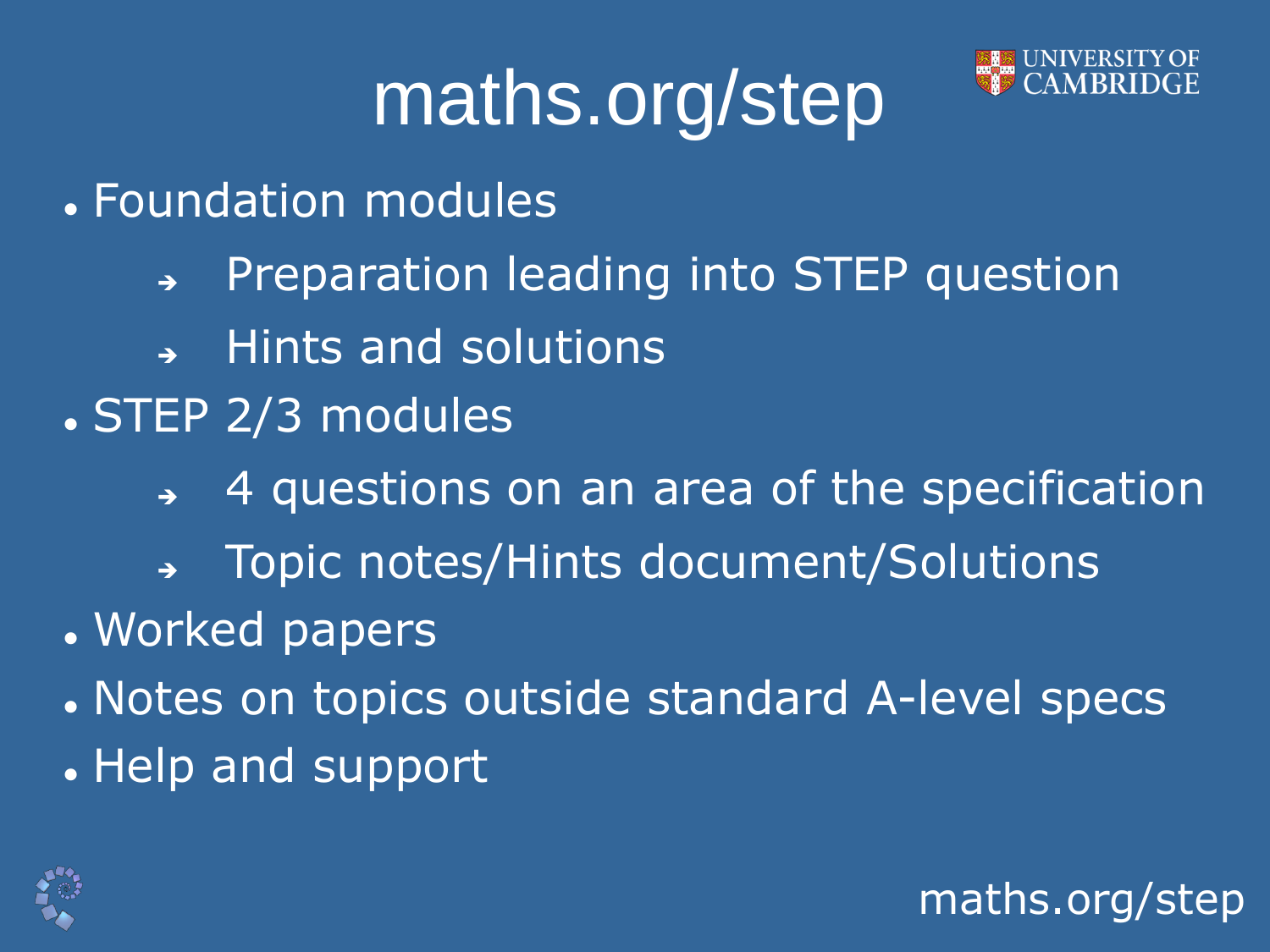# maths.org/step

- Foundation modules
  - Preparation leading into STEP question
  - Hints and solutions
- STEP 2/3 modules
  - 4 questions on an area of the specification
  - Topic notes/Hints document/Solutions
- Worked papers
- Notes on topics outside standard A-level specs
- Help and support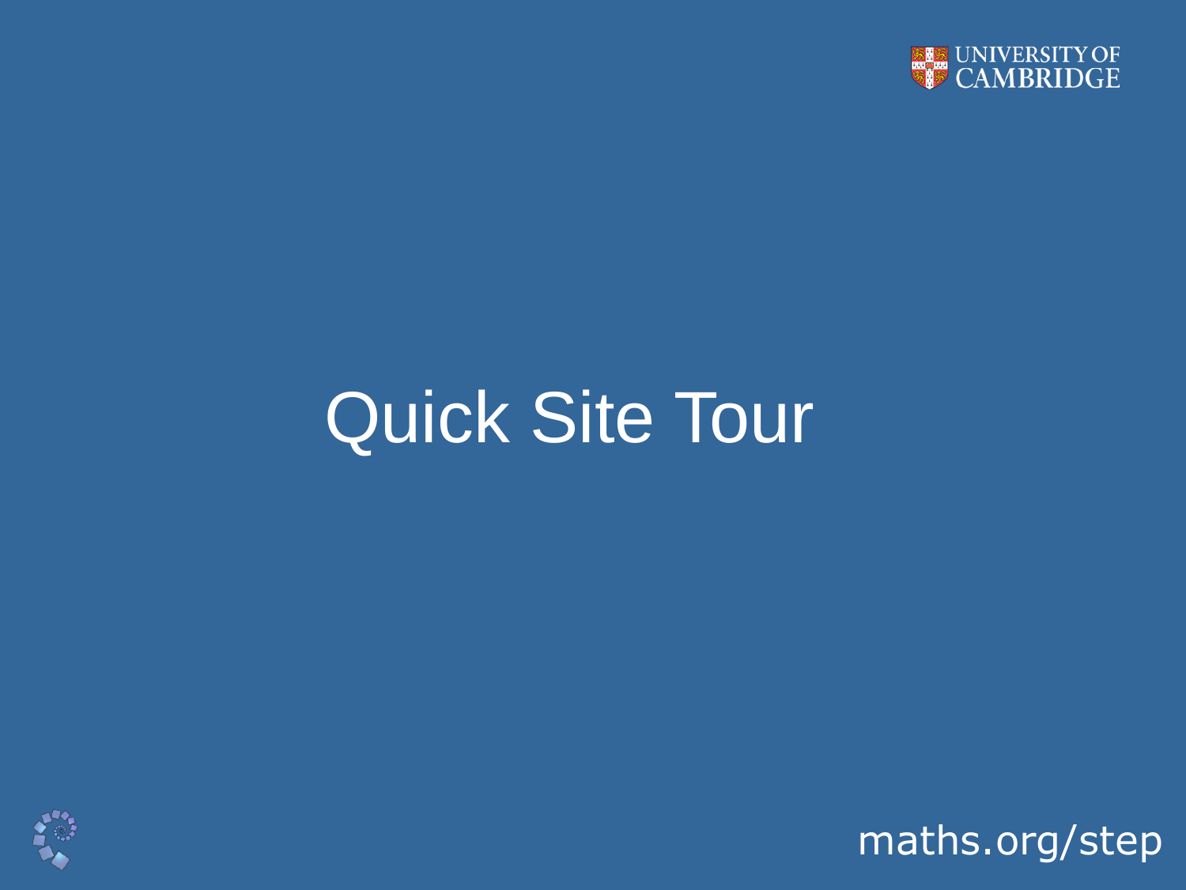# Quick Site Tour

maths.org/step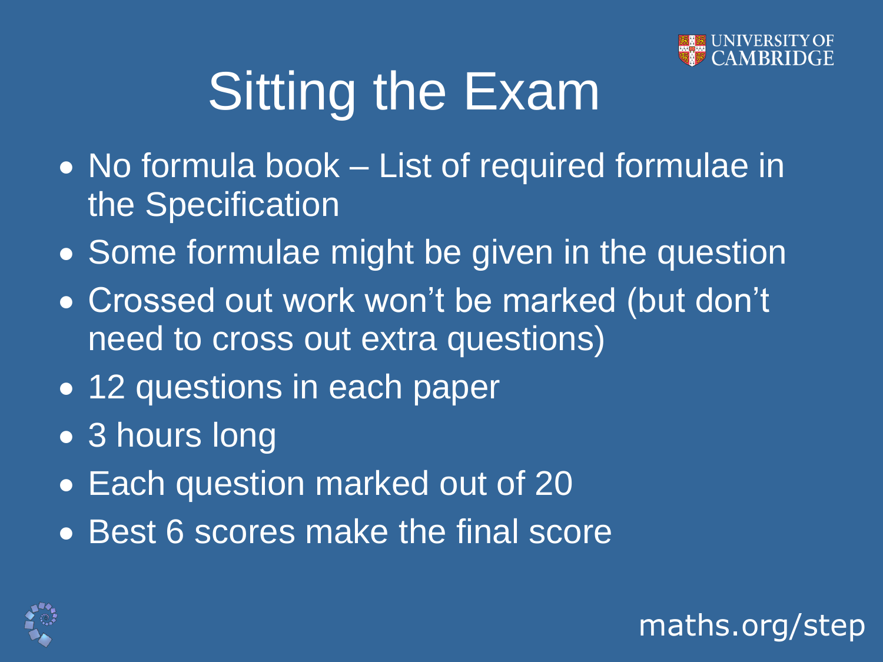# Sitting the Exam

- No formula book – List of required formulae in the Specification
- Some formulae might be given in the question
- Crossed out work won't be marked (but don't need to cross out extra questions)
- 12 questions in each paper
- 3 hours long
- Each question marked out of 20
- Best 6 scores make the final score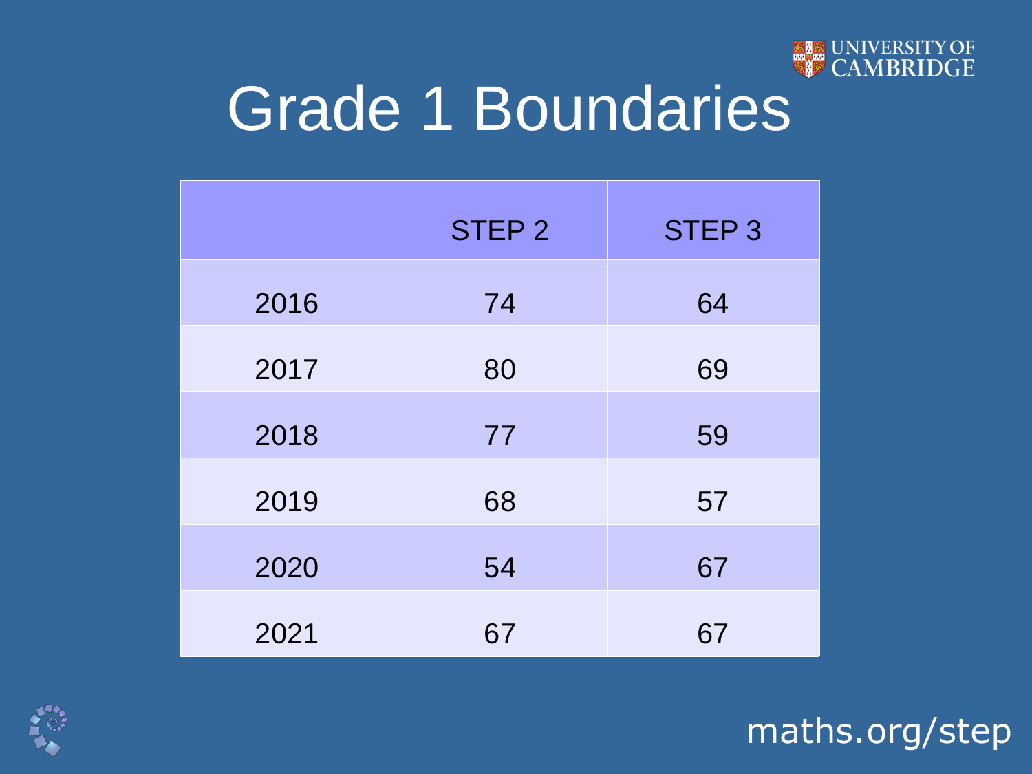# Grade 1 Boundaries

| | STEP 2 | STEP 3 |
|---|---|---|
| 2016 | 74 | 64 |
| 2017 | 80 | 69 |
| 2018 | 77 | 59 |
| 2019 | 68 | 57 |
| 2020 | 54 | 67 |
| 2021 | 67 | 67 |

maths.org/step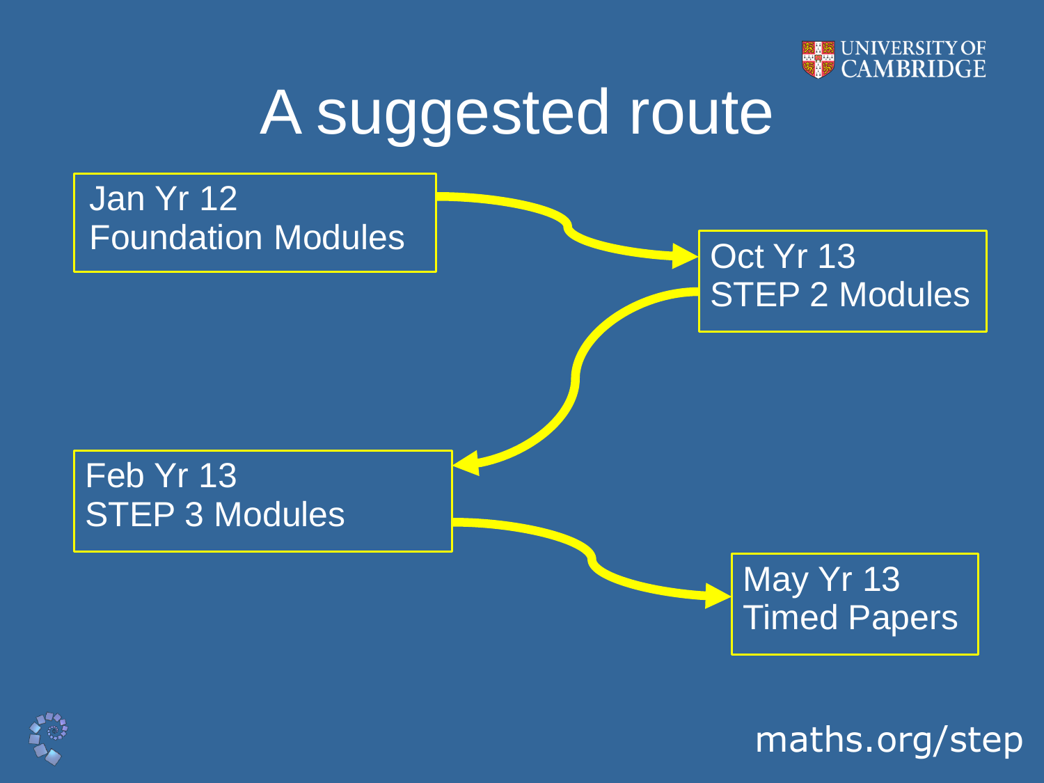# A suggested route

Jan Yr 12
Foundation Modules

Oct Yr 13
STEP 2 Modules

Feb Yr 13
STEP 3 Modules

May Yr 13
Timed Papers

maths.org/step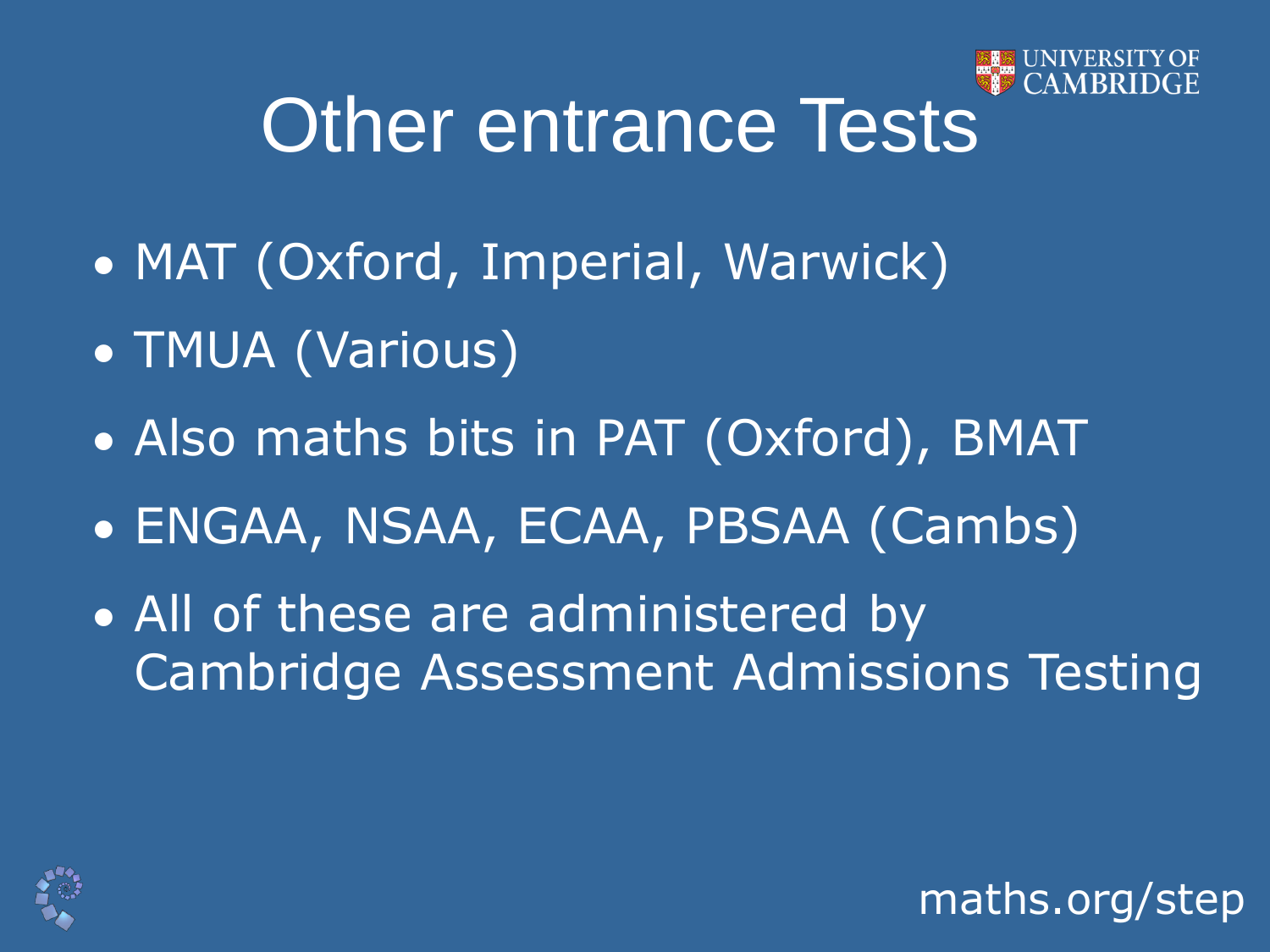# Other entrance Tests

- MAT (Oxford, Imperial, Warwick)
- TMUA (Various)
- Also maths bits in PAT (Oxford), BMAT
- ENGAA, NSAA, ECAA, PBSAA (Cambs)
- All of these are administered by Cambridge Assessment Admissions Testing

maths.org/step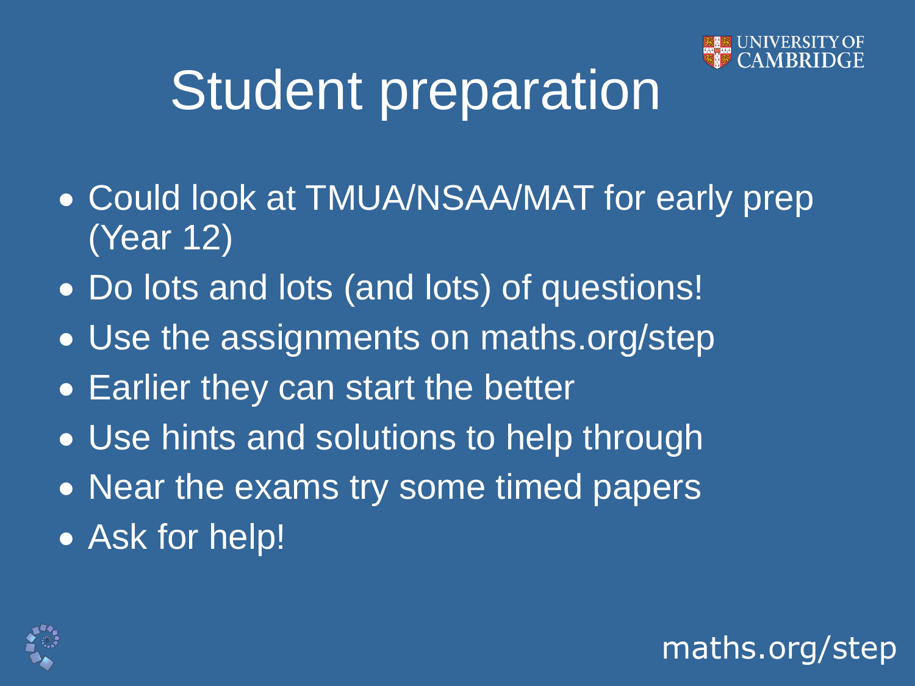# Student preparation

- Could look at TMUA/NSAA/MAT for early prep (Year 12)
- Do lots and lots (and lots) of questions!
- Use the assignments on maths.org/step
- Earlier they can start the better
- Use hints and solutions to help through
- Near the exams try some timed papers
- Ask for help!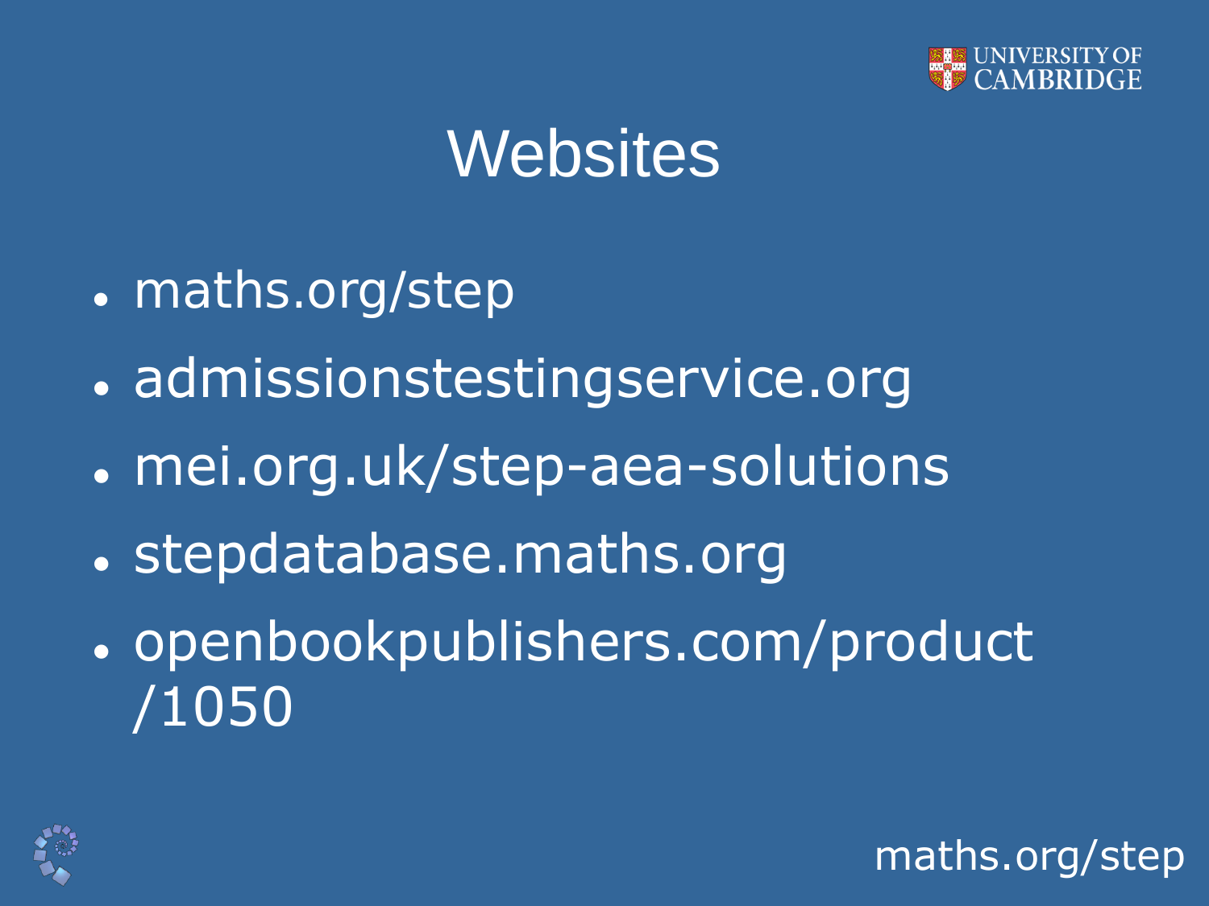# Websites

- maths.org/step
- admissionstestingservice.org
- mei.org.uk/step-aea-solutions
- stepdatabase.maths.org
- openbookpublishers.com/product/1050